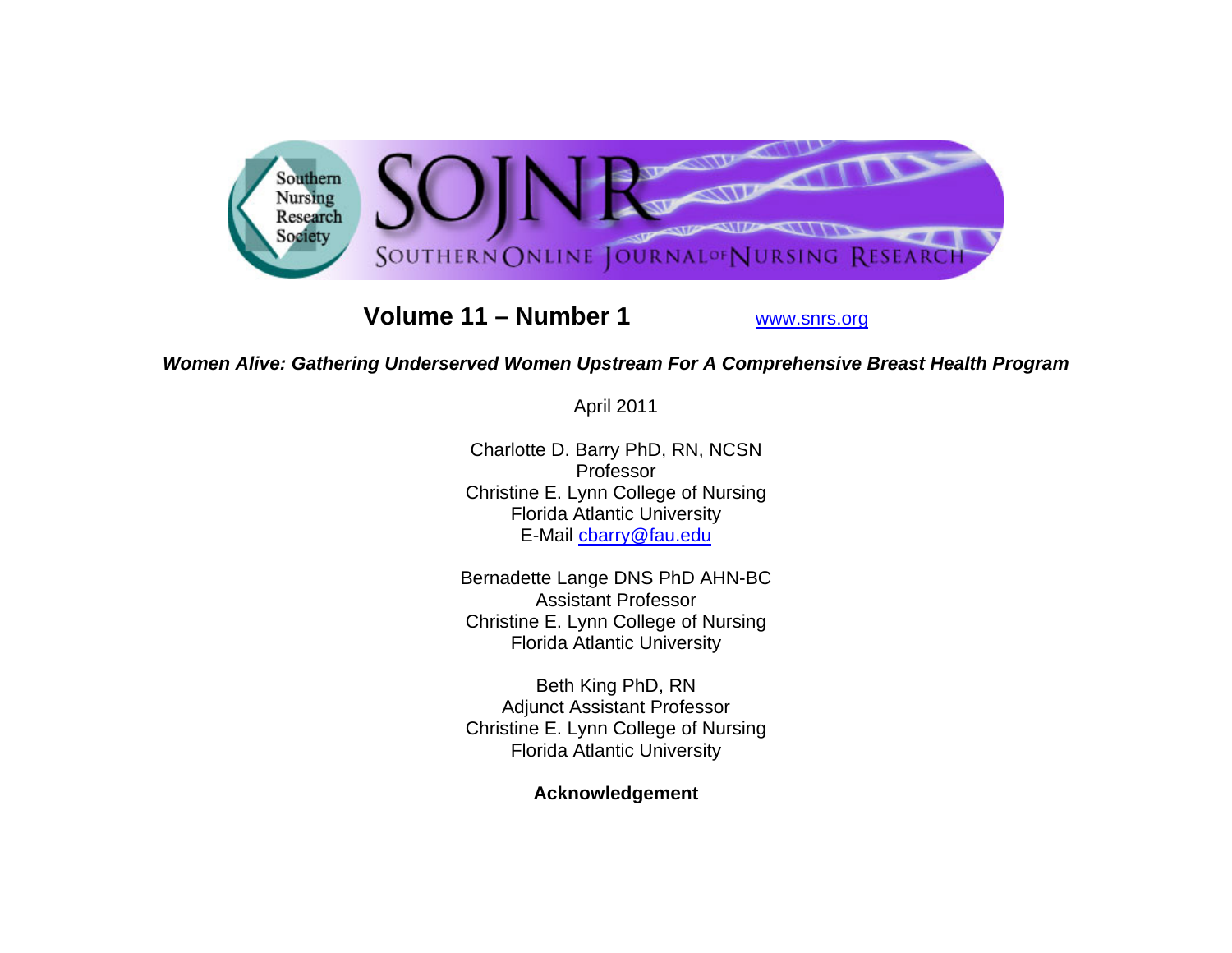**Volume 11 – Number 1** www.snrs.org

# *Women Alive: Gathering Underserved Women Upstream For A Comprehensive Breast Health Program*

April 2011

Charlotte D. Barry PhD, RN, NCSN
Professor
Christine E. Lynn College of Nursing
Florida Atlantic University
E-Mail cbarry@fau.edu

Bernadette Lange DNS PhD AHN-BC
Assistant Professor
Christine E. Lynn College of Nursing
Florida Atlantic University

Beth King PhD, RN
Adjunct Assistant Professor
Christine E. Lynn College of Nursing
Florida Atlantic University

**Acknowledgement**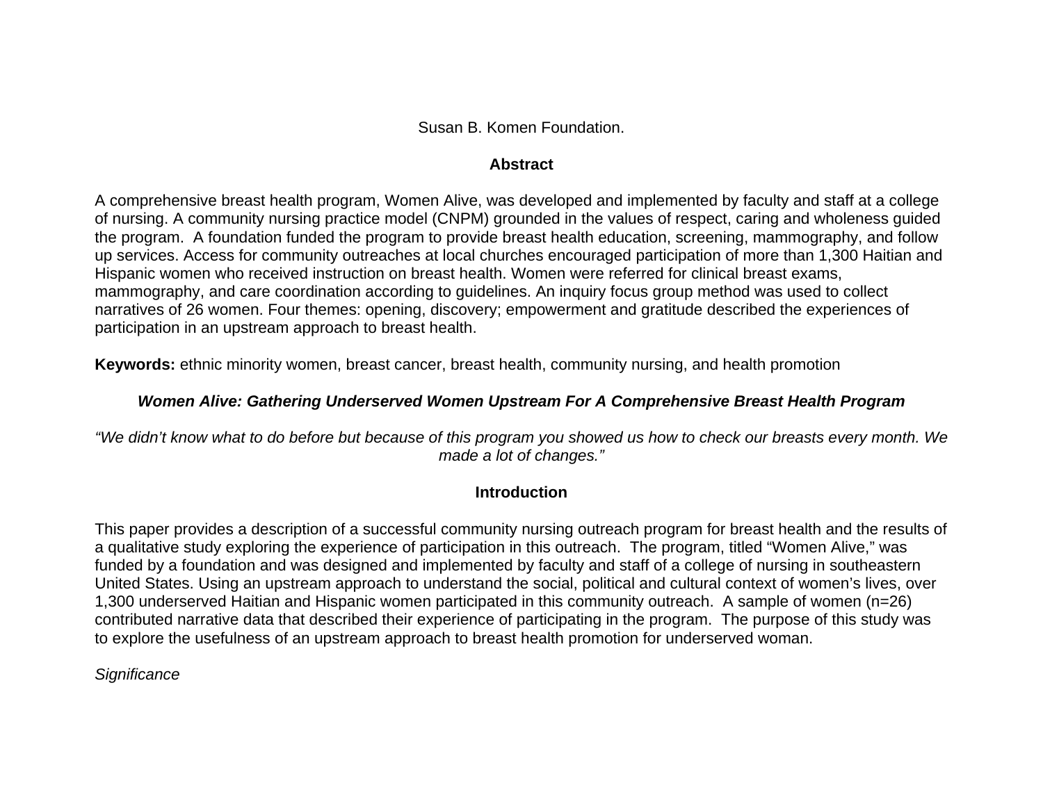Susan B. Komen Foundation.

## Abstract

A comprehensive breast health program, Women Alive, was developed and implemented by faculty and staff at a college of nursing. A community nursing practice model (CNPM) grounded in the values of respect, caring and wholeness guided the program.  A foundation funded the program to provide breast health education, screening, mammography, and follow up services. Access for community outreaches at local churches encouraged participation of more than 1,300 Haitian and Hispanic women who received instruction on breast health. Women were referred for clinical breast exams, mammography, and care coordination according to guidelines. An inquiry focus group method was used to collect narratives of 26 women. Four themes: opening, discovery; empowerment and gratitude described the experiences of participation in an upstream approach to breast health.

**Keywords:** ethnic minority women, breast cancer, breast health, community nursing, and health promotion

# *Women Alive: Gathering Underserved Women Upstream For A Comprehensive Breast Health Program*

*"We didn't know what to do before but because of this program you showed us how to check our breasts every month. We made a lot of changes."*

## Introduction

This paper provides a description of a successful community nursing outreach program for breast health and the results of a qualitative study exploring the experience of participation in this outreach.  The program, titled "Women Alive," was funded by a foundation and was designed and implemented by faculty and staff of a college of nursing in southeastern United States. Using an upstream approach to understand the social, political and cultural context of women's lives, over 1,300 underserved Haitian and Hispanic women participated in this community outreach.  A sample of women (n=26) contributed narrative data that described their experience of participating in the program.  The purpose of this study was to explore the usefulness of an upstream approach to breast health promotion for underserved woman.

### *Significance*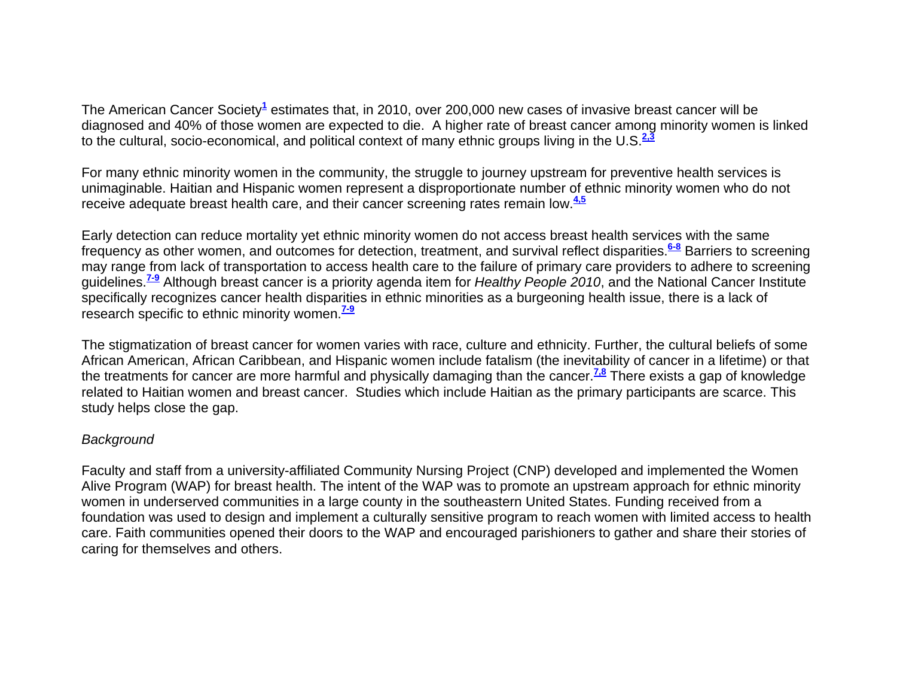The American Cancer Society[1] estimates that, in 2010, over 200,000 new cases of invasive breast cancer will be diagnosed and 40% of those women are expected to die. A higher rate of breast cancer among minority women is linked to the cultural, socio-economical, and political context of many ethnic groups living in the U.S.[2,3]

For many ethnic minority women in the community, the struggle to journey upstream for preventive health services is unimaginable. Haitian and Hispanic women represent a disproportionate number of ethnic minority women who do not receive adequate breast health care, and their cancer screening rates remain low.[4,5]

Early detection can reduce mortality yet ethnic minority women do not access breast health services with the same frequency as other women, and outcomes for detection, treatment, and survival reflect disparities.[6-8] Barriers to screening may range from lack of transportation to access health care to the failure of primary care providers to adhere to screening guidelines.[7-9] Although breast cancer is a priority agenda item for *Healthy People 2010*, and the National Cancer Institute specifically recognizes cancer health disparities in ethnic minorities as a burgeoning health issue, there is a lack of research specific to ethnic minority women.[7-9]

The stigmatization of breast cancer for women varies with race, culture and ethnicity. Further, the cultural beliefs of some African American, African Caribbean, and Hispanic women include fatalism (the inevitability of cancer in a lifetime) or that the treatments for cancer are more harmful and physically damaging than the cancer.[7,8] There exists a gap of knowledge related to Haitian women and breast cancer. Studies which include Haitian as the primary participants are scarce. This study helps close the gap.

*Background*

Faculty and staff from a university-affiliated Community Nursing Project (CNP) developed and implemented the Women Alive Program (WAP) for breast health. The intent of the WAP was to promote an upstream approach for ethnic minority women in underserved communities in a large county in the southeastern United States. Funding received from a foundation was used to design and implement a culturally sensitive program to reach women with limited access to health care. Faith communities opened their doors to the WAP and encouraged parishioners to gather and share their stories of caring for themselves and others.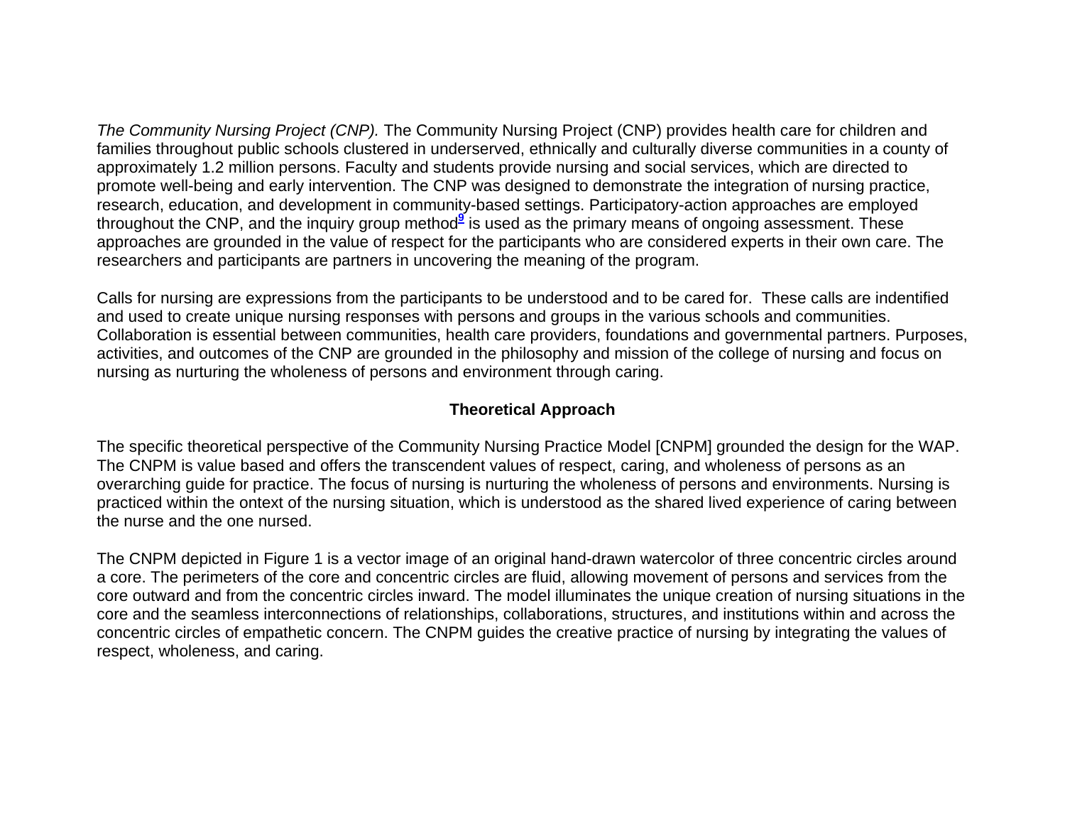*The Community Nursing Project (CNP).* The Community Nursing Project (CNP) provides health care for children and families throughout public schools clustered in underserved, ethnically and culturally diverse communities in a county of approximately 1.2 million persons. Faculty and students provide nursing and social services, which are directed to promote well-being and early intervention. The CNP was designed to demonstrate the integration of nursing practice, research, education, and development in community-based settings. Participatory-action approaches are employed throughout the CNP, and the inquiry group method[9] is used as the primary means of ongoing assessment. These approaches are grounded in the value of respect for the participants who are considered experts in their own care. The researchers and participants are partners in uncovering the meaning of the program.

Calls for nursing are expressions from the participants to be understood and to be cared for. These calls are indentified and used to create unique nursing responses with persons and groups in the various schools and communities. Collaboration is essential between communities, health care providers, foundations and governmental partners. Purposes, activities, and outcomes of the CNP are grounded in the philosophy and mission of the college of nursing and focus on nursing as nurturing the wholeness of persons and environment through caring.

## Theoretical Approach

The specific theoretical perspective of the Community Nursing Practice Model [CNPM] grounded the design for the WAP. The CNPM is value based and offers the transcendent values of respect, caring, and wholeness of persons as an overarching guide for practice. The focus of nursing is nurturing the wholeness of persons and environments. Nursing is practiced within the ontext of the nursing situation, which is understood as the shared lived experience of caring between the nurse and the one nursed.

The CNPM depicted in Figure 1 is a vector image of an original hand-drawn watercolor of three concentric circles around a core. The perimeters of the core and concentric circles are fluid, allowing movement of persons and services from the core outward and from the concentric circles inward. The model illuminates the unique creation of nursing situations in the core and the seamless interconnections of relationships, collaborations, structures, and institutions within and across the concentric circles of empathetic concern. The CNPM guides the creative practice of nursing by integrating the values of respect, wholeness, and caring.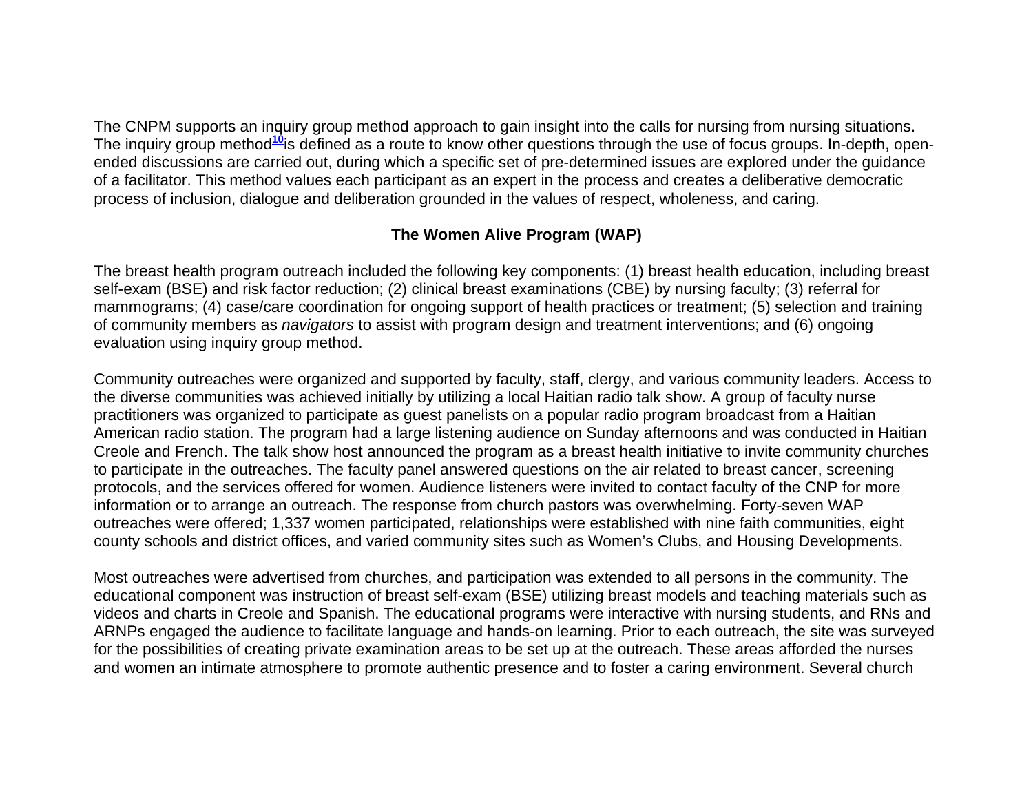The CNPM supports an inquiry group method approach to gain insight into the calls for nursing from nursing situations. The inquiry group method[10] is defined as a route to know other questions through the use of focus groups. In-depth, open-ended discussions are carried out, during which a specific set of pre-determined issues are explored under the guidance of a facilitator. This method values each participant as an expert in the process and creates a deliberative democratic process of inclusion, dialogue and deliberation grounded in the values of respect, wholeness, and caring.

## The Women Alive Program (WAP)

The breast health program outreach included the following key components: (1) breast health education, including breast self-exam (BSE) and risk factor reduction; (2) clinical breast examinations (CBE) by nursing faculty; (3) referral for mammograms; (4) case/care coordination for ongoing support of health practices or treatment; (5) selection and training of community members as *navigators* to assist with program design and treatment interventions; and (6) ongoing evaluation using inquiry group method.

Community outreaches were organized and supported by faculty, staff, clergy, and various community leaders. Access to the diverse communities was achieved initially by utilizing a local Haitian radio talk show. A group of faculty nurse practitioners was organized to participate as guest panelists on a popular radio program broadcast from a Haitian American radio station. The program had a large listening audience on Sunday afternoons and was conducted in Haitian Creole and French. The talk show host announced the program as a breast health initiative to invite community churches to participate in the outreaches. The faculty panel answered questions on the air related to breast cancer, screening protocols, and the services offered for women. Audience listeners were invited to contact faculty of the CNP for more information or to arrange an outreach. The response from church pastors was overwhelming. Forty-seven WAP outreaches were offered; 1,337 women participated, relationships were established with nine faith communities, eight county schools and district offices, and varied community sites such as Women's Clubs, and Housing Developments.

Most outreaches were advertised from churches, and participation was extended to all persons in the community. The educational component was instruction of breast self-exam (BSE) utilizing breast models and teaching materials such as videos and charts in Creole and Spanish. The educational programs were interactive with nursing students, and RNs and ARNPs engaged the audience to facilitate language and hands-on learning. Prior to each outreach, the site was surveyed for the possibilities of creating private examination areas to be set up at the outreach. These areas afforded the nurses and women an intimate atmosphere to promote authentic presence and to foster a caring environment. Several church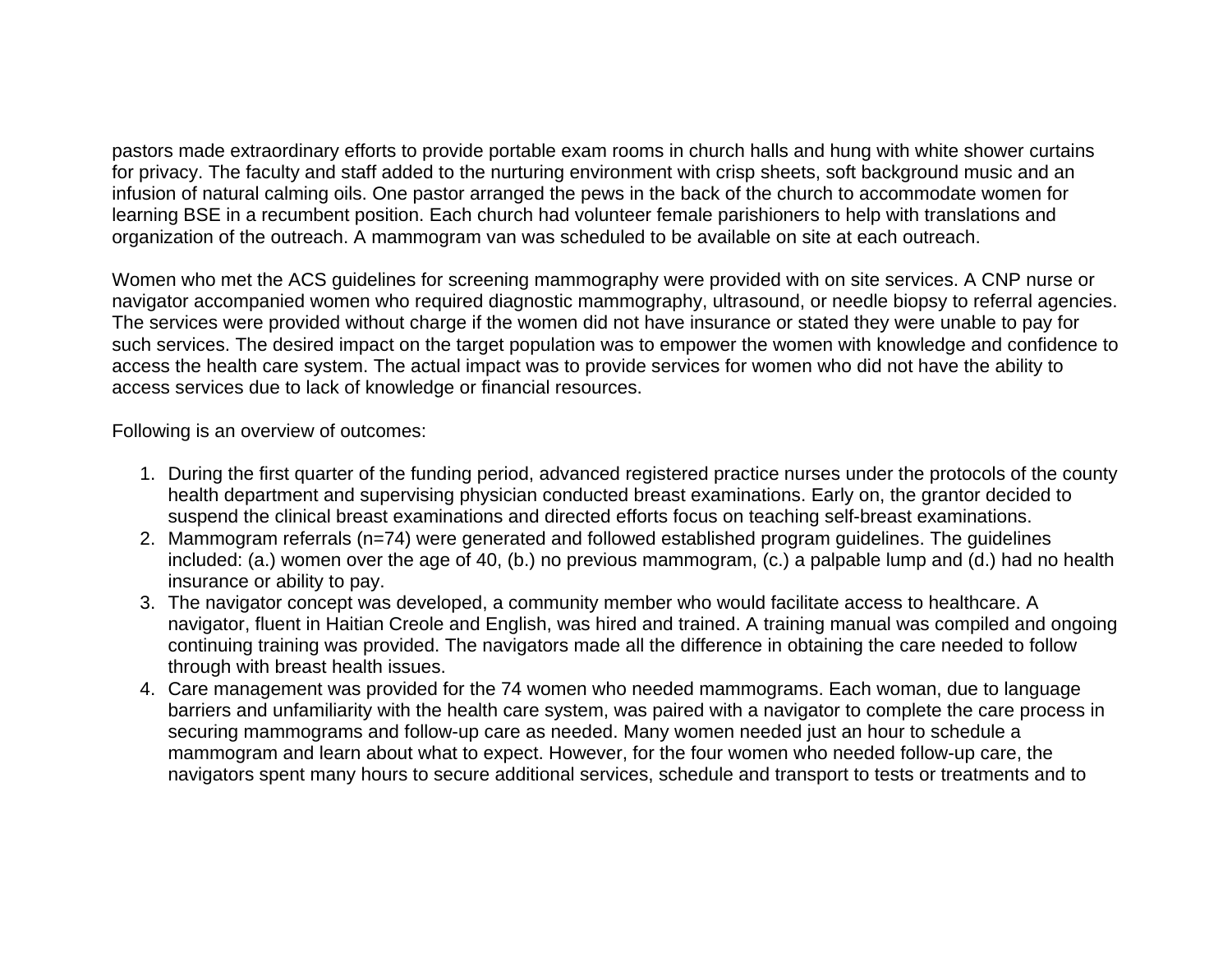pastors made extraordinary efforts to provide portable exam rooms in church halls and hung with white shower curtains for privacy. The faculty and staff added to the nurturing environment with crisp sheets, soft background music and an infusion of natural calming oils. One pastor arranged the pews in the back of the church to accommodate women for learning BSE in a recumbent position. Each church had volunteer female parishioners to help with translations and organization of the outreach. A mammogram van was scheduled to be available on site at each outreach.

Women who met the ACS guidelines for screening mammography were provided with on site services. A CNP nurse or navigator accompanied women who required diagnostic mammography, ultrasound, or needle biopsy to referral agencies. The services were provided without charge if the women did not have insurance or stated they were unable to pay for such services. The desired impact on the target population was to empower the women with knowledge and confidence to access the health care system. The actual impact was to provide services for women who did not have the ability to access services due to lack of knowledge or financial resources.

Following is an overview of outcomes:

1. During the first quarter of the funding period, advanced registered practice nurses under the protocols of the county health department and supervising physician conducted breast examinations. Early on, the grantor decided to suspend the clinical breast examinations and directed efforts focus on teaching self-breast examinations.
2. Mammogram referrals (n=74) were generated and followed established program guidelines. The guidelines included: (a.) women over the age of 40, (b.) no previous mammogram, (c.) a palpable lump and (d.) had no health insurance or ability to pay.
3. The navigator concept was developed, a community member who would facilitate access to healthcare. A navigator, fluent in Haitian Creole and English, was hired and trained. A training manual was compiled and ongoing continuing training was provided. The navigators made all the difference in obtaining the care needed to follow through with breast health issues.
4. Care management was provided for the 74 women who needed mammograms. Each woman, due to language barriers and unfamiliarity with the health care system, was paired with a navigator to complete the care process in securing mammograms and follow-up care as needed. Many women needed just an hour to schedule a mammogram and learn about what to expect. However, for the four women who needed follow-up care, the navigators spent many hours to secure additional services, schedule and transport to tests or treatments and to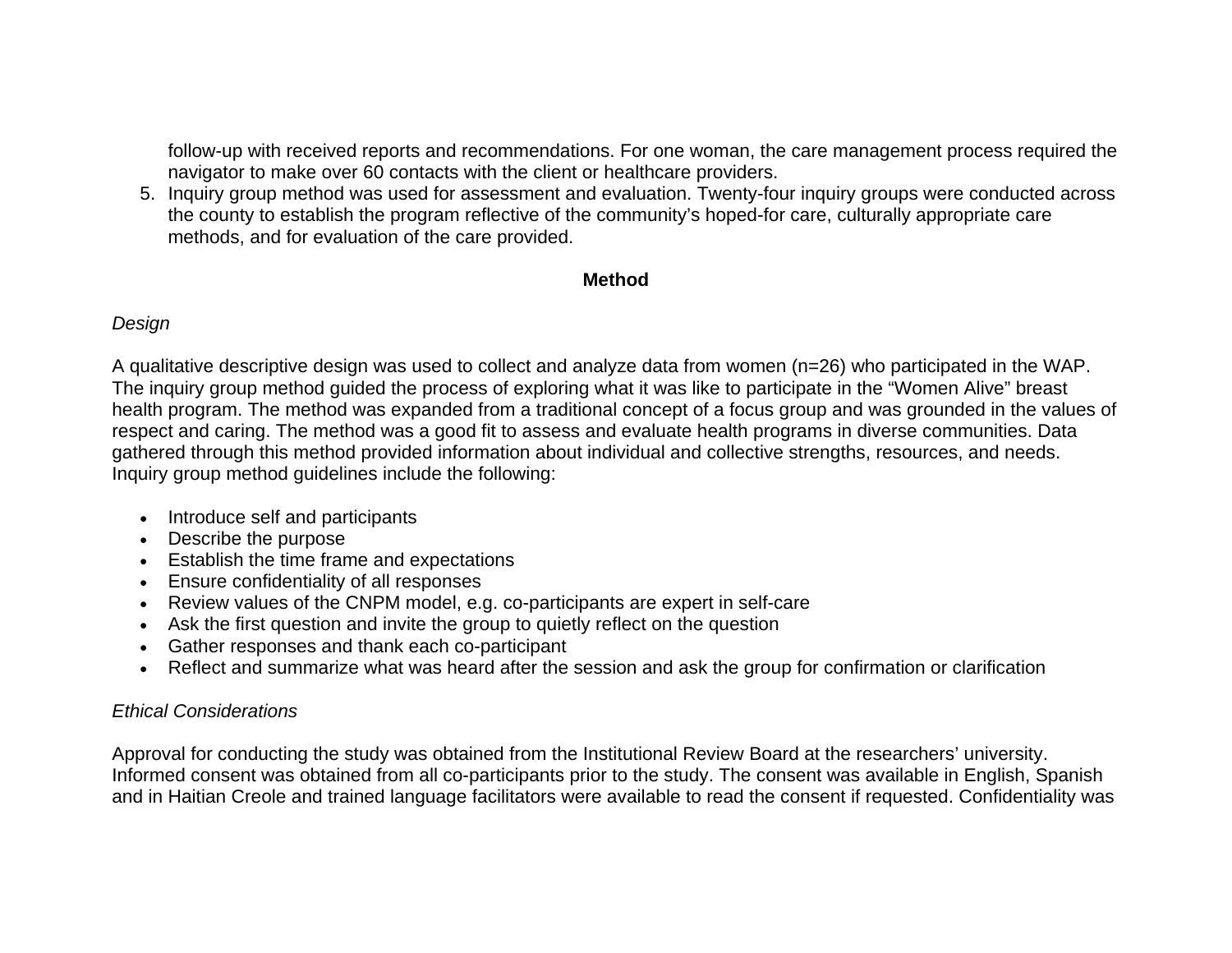follow-up with received reports and recommendations. For one woman, the care management process required the navigator to make over 60 contacts with the client or healthcare providers.

5. Inquiry group method was used for assessment and evaluation. Twenty-four inquiry groups were conducted across the county to establish the program reflective of the community's hoped-for care, culturally appropriate care methods, and for evaluation of the care provided.

## Method

### *Design*

A qualitative descriptive design was used to collect and analyze data from women (n=26) who participated in the WAP. The inquiry group method guided the process of exploring what it was like to participate in the "Women Alive" breast health program. The method was expanded from a traditional concept of a focus group and was grounded in the values of respect and caring. The method was a good fit to assess and evaluate health programs in diverse communities. Data gathered through this method provided information about individual and collective strengths, resources, and needs. Inquiry group method guidelines include the following:

- Introduce self and participants
- Describe the purpose
- Establish the time frame and expectations
- Ensure confidentiality of all responses
- Review values of the CNPM model, e.g. co-participants are expert in self-care
- Ask the first question and invite the group to quietly reflect on the question
- Gather responses and thank each co-participant
- Reflect and summarize what was heard after the session and ask the group for confirmation or clarification

### *Ethical Considerations*

Approval for conducting the study was obtained from the Institutional Review Board at the researchers' university. Informed consent was obtained from all co-participants prior to the study. The consent was available in English, Spanish and in Haitian Creole and trained language facilitators were available to read the consent if requested. Confidentiality was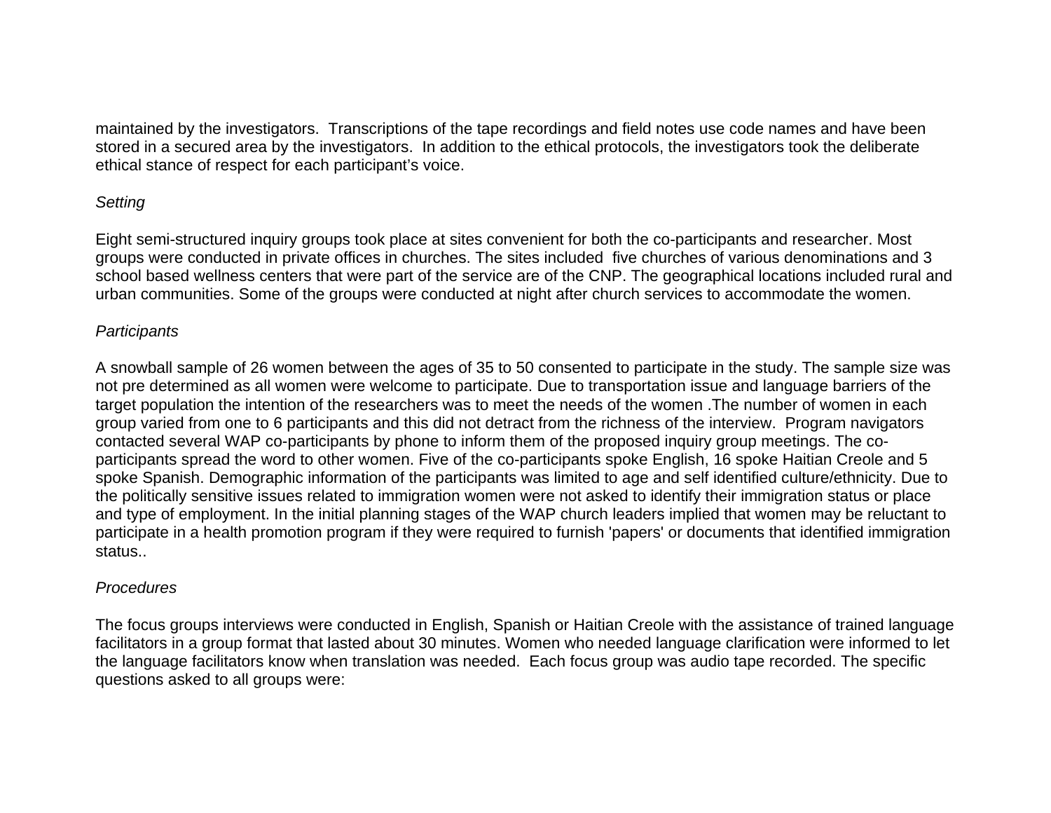maintained by the investigators. Transcriptions of the tape recordings and field notes use code names and have been stored in a secured area by the investigators. In addition to the ethical protocols, the investigators took the deliberate ethical stance of respect for each participant's voice.

*Setting*

Eight semi-structured inquiry groups took place at sites convenient for both the co-participants and researcher. Most groups were conducted in private offices in churches. The sites included five churches of various denominations and 3 school based wellness centers that were part of the service are of the CNP. The geographical locations included rural and urban communities. Some of the groups were conducted at night after church services to accommodate the women.

*Participants*

A snowball sample of 26 women between the ages of 35 to 50 consented to participate in the study. The sample size was not pre determined as all women were welcome to participate. Due to transportation issue and language barriers of the target population the intention of the researchers was to meet the needs of the women .The number of women in each group varied from one to 6 participants and this did not detract from the richness of the interview. Program navigators contacted several WAP co-participants by phone to inform them of the proposed inquiry group meetings. The co-participants spread the word to other women. Five of the co-participants spoke English, 16 spoke Haitian Creole and 5 spoke Spanish. Demographic information of the participants was limited to age and self identified culture/ethnicity. Due to the politically sensitive issues related to immigration women were not asked to identify their immigration status or place and type of employment. In the initial planning stages of the WAP church leaders implied that women may be reluctant to participate in a health promotion program if they were required to furnish 'papers' or documents that identified immigration status..

*Procedures*

The focus groups interviews were conducted in English, Spanish or Haitian Creole with the assistance of trained language facilitators in a group format that lasted about 30 minutes. Women who needed language clarification were informed to let the language facilitators know when translation was needed. Each focus group was audio tape recorded. The specific questions asked to all groups were: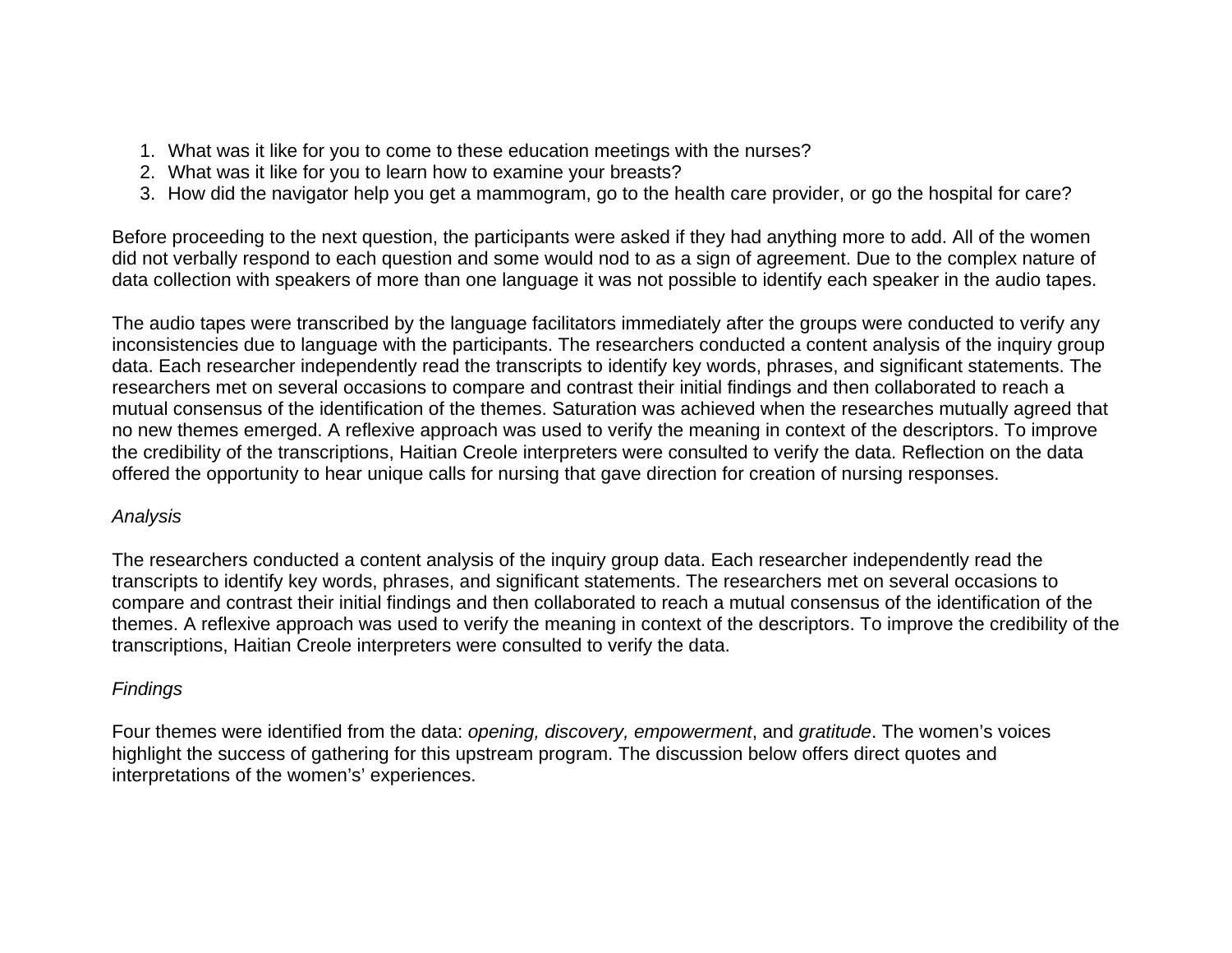1. What was it like for you to come to these education meetings with the nurses?
2. What was it like for you to learn how to examine your breasts?
3. How did the navigator help you get a mammogram, go to the health care provider, or go the hospital for care?

Before proceeding to the next question, the participants were asked if they had anything more to add. All of the women did not verbally respond to each question and some would nod to as a sign of agreement. Due to the complex nature of data collection with speakers of more than one language it was not possible to identify each speaker in the audio tapes.

The audio tapes were transcribed by the language facilitators immediately after the groups were conducted to verify any inconsistencies due to language with the participants. The researchers conducted a content analysis of the inquiry group data. Each researcher independently read the transcripts to identify key words, phrases, and significant statements. The researchers met on several occasions to compare and contrast their initial findings and then collaborated to reach a mutual consensus of the identification of the themes. Saturation was achieved when the researches mutually agreed that no new themes emerged. A reflexive approach was used to verify the meaning in context of the descriptors. To improve the credibility of the transcriptions, Haitian Creole interpreters were consulted to verify the data. Reflection on the data offered the opportunity to hear unique calls for nursing that gave direction for creation of nursing responses.

*Analysis*

The researchers conducted a content analysis of the inquiry group data. Each researcher independently read the transcripts to identify key words, phrases, and significant statements. The researchers met on several occasions to compare and contrast their initial findings and then collaborated to reach a mutual consensus of the identification of the themes. A reflexive approach was used to verify the meaning in context of the descriptors. To improve the credibility of the transcriptions, Haitian Creole interpreters were consulted to verify the data.

*Findings*

Four themes were identified from the data: *opening, discovery, empowerment*, and *gratitude*. The women's voices highlight the success of gathering for this upstream program. The discussion below offers direct quotes and interpretations of the women's' experiences.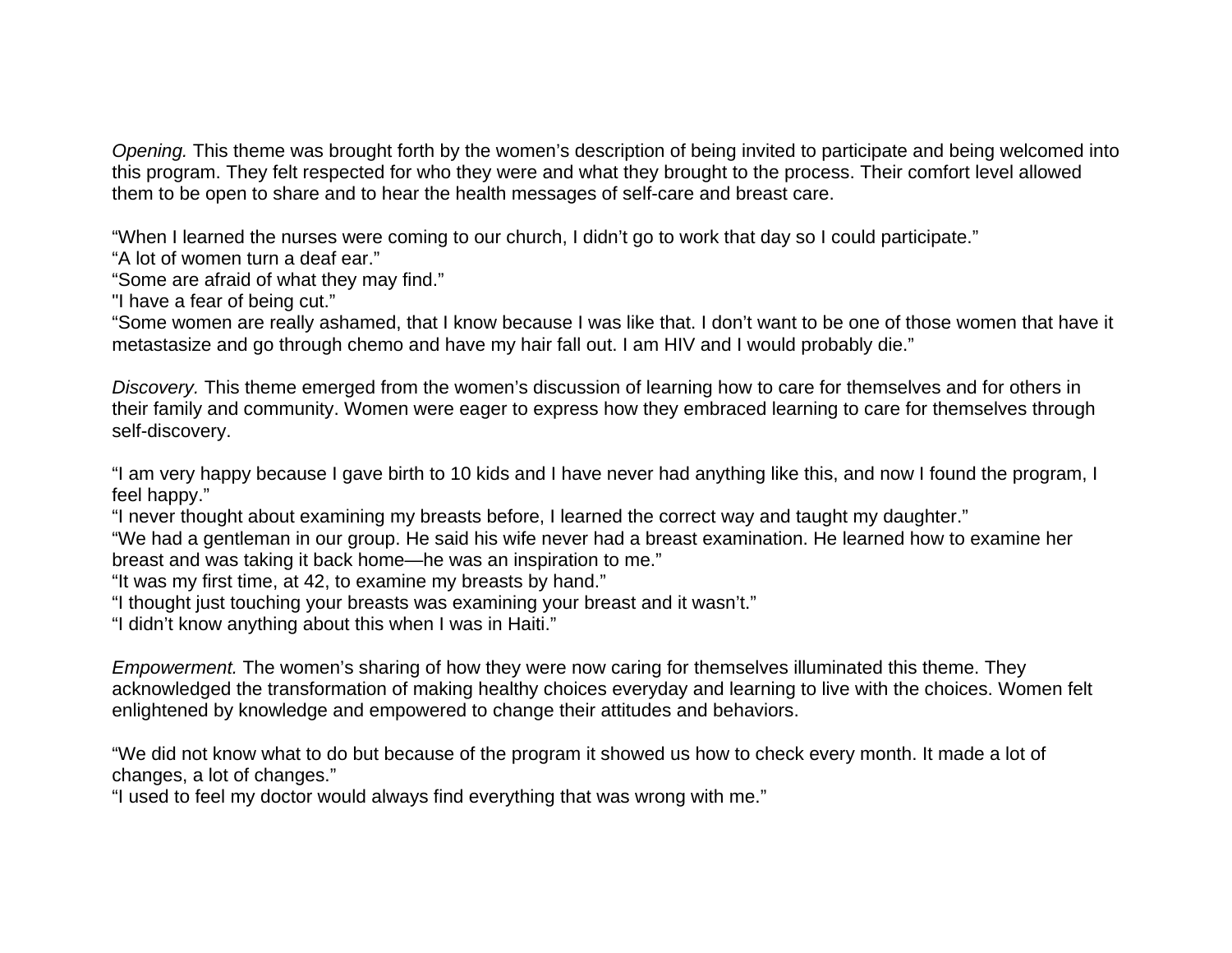*Opening.* This theme was brought forth by the women's description of being invited to participate and being welcomed into this program. They felt respected for who they were and what they brought to the process. Their comfort level allowed them to be open to share and to hear the health messages of self-care and breast care.

"When I learned the nurses were coming to our church, I didn't go to work that day so I could participate."
"A lot of women turn a deaf ear."
"Some are afraid of what they may find."
"I have a fear of being cut."
"Some women are really ashamed, that I know because I was like that. I don't want to be one of those women that have it metastasize and go through chemo and have my hair fall out. I am HIV and I would probably die."

*Discovery.* This theme emerged from the women's discussion of learning how to care for themselves and for others in their family and community. Women were eager to express how they embraced learning to care for themselves through self-discovery.

"I am very happy because I gave birth to 10 kids and I have never had anything like this, and now I found the program, I feel happy."
"I never thought about examining my breasts before, I learned the correct way and taught my daughter."
"We had a gentleman in our group. He said his wife never had a breast examination. He learned how to examine her breast and was taking it back home—he was an inspiration to me."
"It was my first time, at 42, to examine my breasts by hand."
"I thought just touching your breasts was examining your breast and it wasn't."
"I didn't know anything about this when I was in Haiti."

*Empowerment.* The women's sharing of how they were now caring for themselves illuminated this theme. They acknowledged the transformation of making healthy choices everyday and learning to live with the choices. Women felt enlightened by knowledge and empowered to change their attitudes and behaviors.

"We did not know what to do but because of the program it showed us how to check every month. It made a lot of changes, a lot of changes."
"I used to feel my doctor would always find everything that was wrong with me."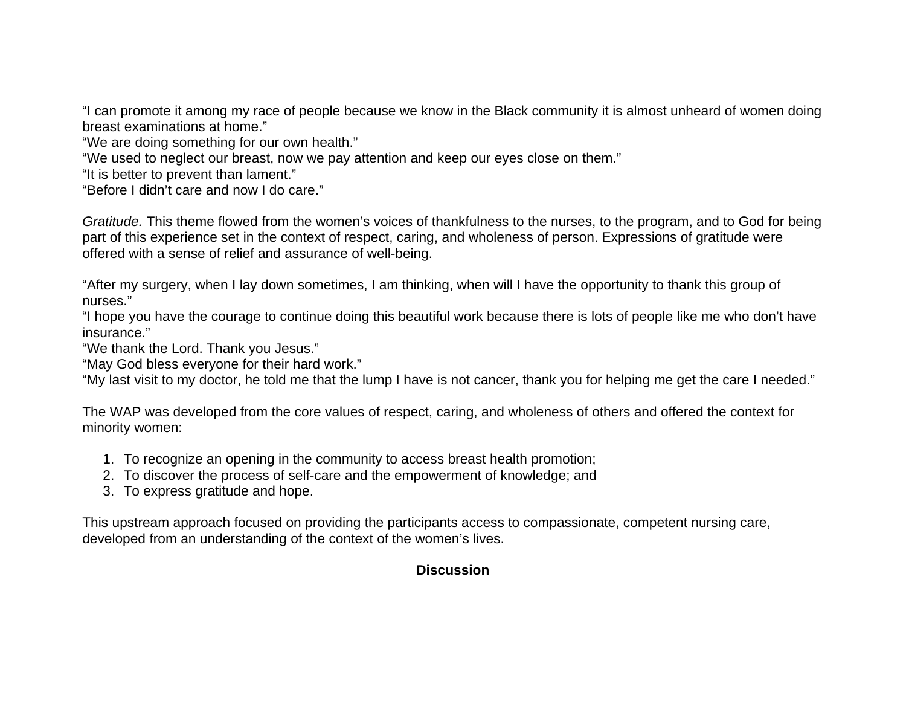"I can promote it among my race of people because we know in the Black community it is almost unheard of women doing breast examinations at home."
"We are doing something for our own health."
"We used to neglect our breast, now we pay attention and keep our eyes close on them."
"It is better to prevent than lament."
"Before I didn't care and now I do care."

*Gratitude.* This theme flowed from the women's voices of thankfulness to the nurses, to the program, and to God for being part of this experience set in the context of respect, caring, and wholeness of person. Expressions of gratitude were offered with a sense of relief and assurance of well-being.

"After my surgery, when I lay down sometimes, I am thinking, when will I have the opportunity to thank this group of nurses."
"I hope you have the courage to continue doing this beautiful work because there is lots of people like me who don't have insurance."
"We thank the Lord. Thank you Jesus."
"May God bless everyone for their hard work."
"My last visit to my doctor, he told me that the lump I have is not cancer, thank you for helping me get the care I needed."

The WAP was developed from the core values of respect, caring, and wholeness of others and offered the context for minority women:

1. To recognize an opening in the community to access breast health promotion;
2. To discover the process of self-care and the empowerment of knowledge; and
3. To express gratitude and hope.

This upstream approach focused on providing the participants access to compassionate, competent nursing care, developed from an understanding of the context of the women's lives.

## Discussion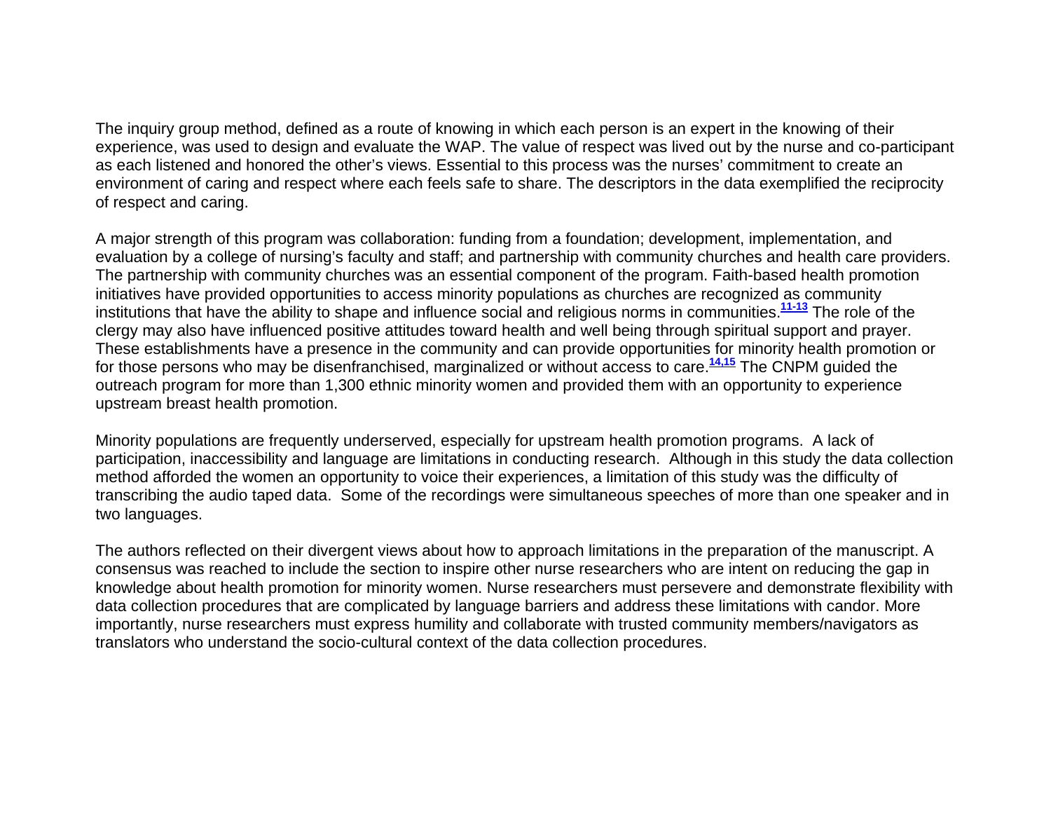The inquiry group method, defined as a route of knowing in which each person is an expert in the knowing of their experience, was used to design and evaluate the WAP. The value of respect was lived out by the nurse and co-participant as each listened and honored the other's views. Essential to this process was the nurses' commitment to create an environment of caring and respect where each feels safe to share. The descriptors in the data exemplified the reciprocity of respect and caring.

A major strength of this program was collaboration: funding from a foundation; development, implementation, and evaluation by a college of nursing's faculty and staff; and partnership with community churches and health care providers. The partnership with community churches was an essential component of the program. Faith-based health promotion initiatives have provided opportunities to access minority populations as churches are recognized as community institutions that have the ability to shape and influence social and religious norms in communities.[11-13] The role of the clergy may also have influenced positive attitudes toward health and well being through spiritual support and prayer. These establishments have a presence in the community and can provide opportunities for minority health promotion or for those persons who may be disenfranchised, marginalized or without access to care.[14,15] The CNPM guided the outreach program for more than 1,300 ethnic minority women and provided them with an opportunity to experience upstream breast health promotion.

Minority populations are frequently underserved, especially for upstream health promotion programs. A lack of participation, inaccessibility and language are limitations in conducting research. Although in this study the data collection method afforded the women an opportunity to voice their experiences, a limitation of this study was the difficulty of transcribing the audio taped data. Some of the recordings were simultaneous speeches of more than one speaker and in two languages.

The authors reflected on their divergent views about how to approach limitations in the preparation of the manuscript. A consensus was reached to include the section to inspire other nurse researchers who are intent on reducing the gap in knowledge about health promotion for minority women. Nurse researchers must persevere and demonstrate flexibility with data collection procedures that are complicated by language barriers and address these limitations with candor. More importantly, nurse researchers must express humility and collaborate with trusted community members/navigators as translators who understand the socio-cultural context of the data collection procedures.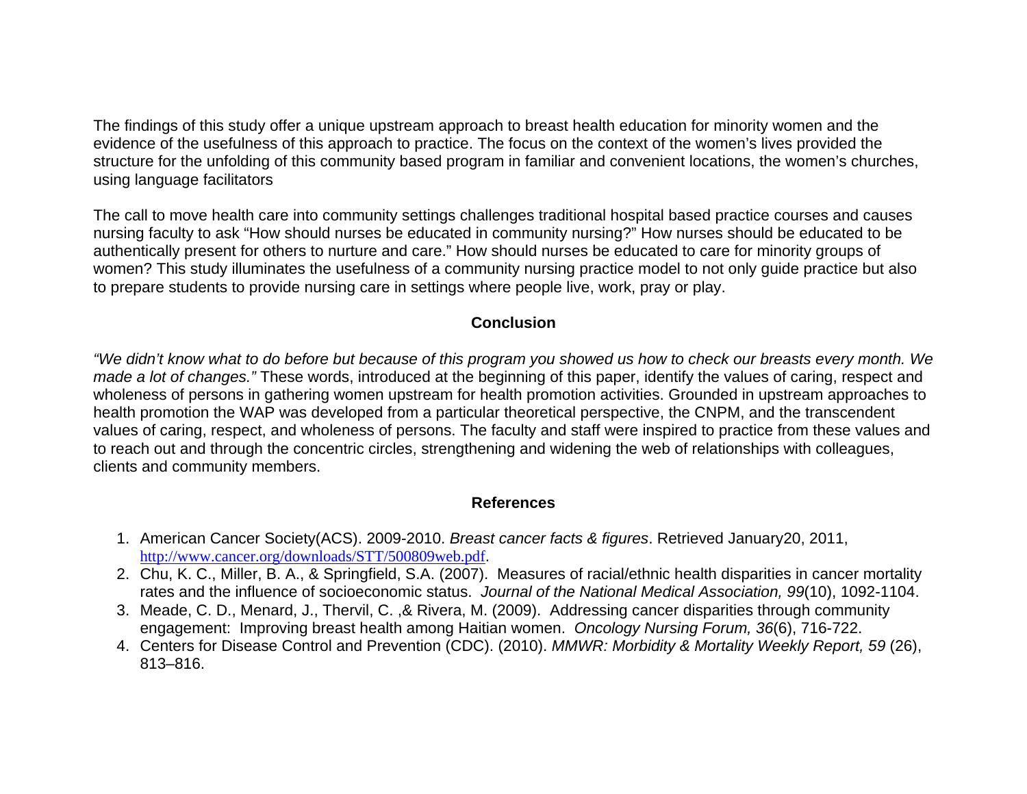The findings of this study offer a unique upstream approach to breast health education for minority women and the evidence of the usefulness of this approach to practice. The focus on the context of the women's lives provided the structure for the unfolding of this community based program in familiar and convenient locations, the women's churches, using language facilitators

The call to move health care into community settings challenges traditional hospital based practice courses and causes nursing faculty to ask "How should nurses be educated in community nursing?" How nurses should be educated to be authentically present for others to nurture and care." How should nurses be educated to care for minority groups of women? This study illuminates the usefulness of a community nursing practice model to not only guide practice but also to prepare students to provide nursing care in settings where people live, work, pray or play.

## Conclusion

*"We didn't know what to do before but because of this program you showed us how to check our breasts every month. We made a lot of changes."* These words, introduced at the beginning of this paper, identify the values of caring, respect and wholeness of persons in gathering women upstream for health promotion activities. Grounded in upstream approaches to health promotion the WAP was developed from a particular theoretical perspective, the CNPM, and the transcendent values of caring, respect, and wholeness of persons. The faculty and staff were inspired to practice from these values and to reach out and through the concentric circles, strengthening and widening the web of relationships with colleagues, clients and community members.

## References

1. American Cancer Society(ACS). 2009-2010. *Breast cancer facts & figures*. Retrieved January20, 2011, http://www.cancer.org/downloads/STT/500809web.pdf.
2. Chu, K. C., Miller, B. A., & Springfield, S.A. (2007). Measures of racial/ethnic health disparities in cancer mortality rates and the influence of socioeconomic status. *Journal of the National Medical Association, 99*(10), 1092-1104.
3. Meade, C. D., Menard, J., Thervil, C. ,& Rivera, M. (2009). Addressing cancer disparities through community engagement: Improving breast health among Haitian women. *Oncology Nursing Forum, 36*(6), 716-722.
4. Centers for Disease Control and Prevention (CDC). (2010). *MMWR: Morbidity & Mortality Weekly Report, 59* (26), 813–816.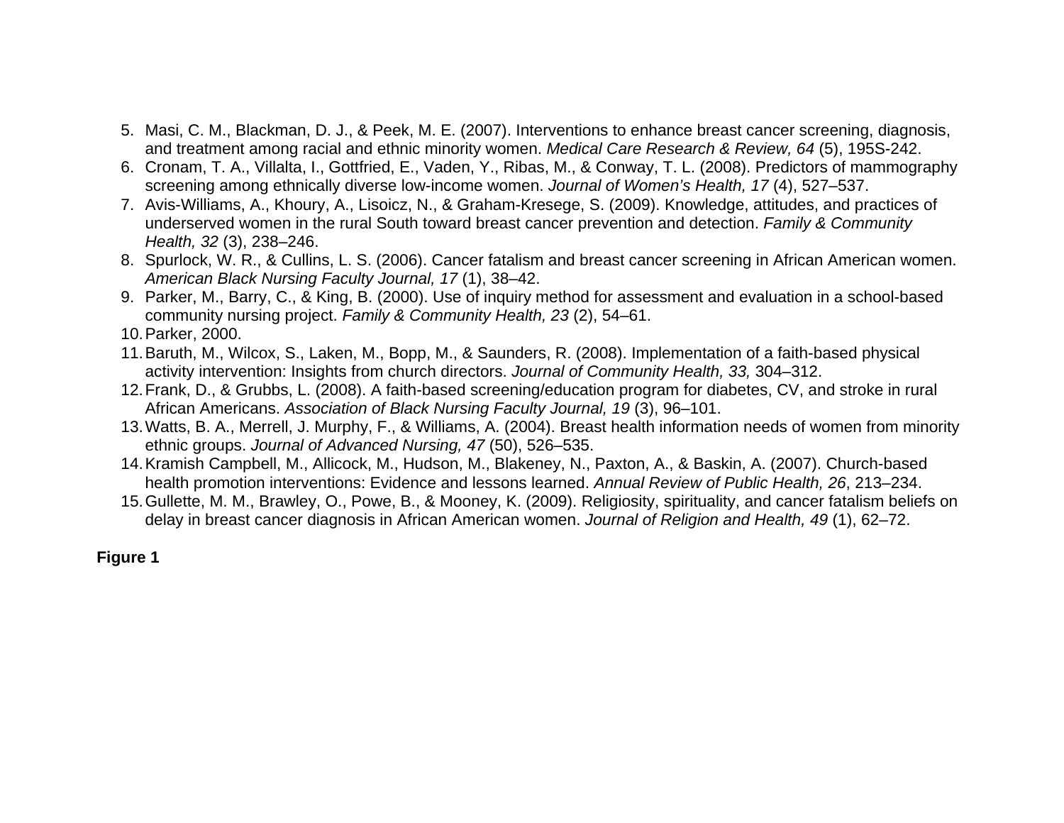5. Masi, C. M., Blackman, D. J., & Peek, M. E. (2007). Interventions to enhance breast cancer screening, diagnosis, and treatment among racial and ethnic minority women. *Medical Care Research & Review, 64* (5), 195S-242.
6. Cronam, T. A., Villalta, I., Gottfried, E., Vaden, Y., Ribas, M., & Conway, T. L. (2008). Predictors of mammography screening among ethnically diverse low-income women. *Journal of Women's Health, 17* (4), 527–537.
7. Avis-Williams, A., Khoury, A., Lisoicz, N., & Graham-Kresege, S. (2009). Knowledge, attitudes, and practices of underserved women in the rural South toward breast cancer prevention and detection. *Family & Community Health, 32* (3), 238–246.
8. Spurlock, W. R., & Cullins, L. S. (2006). Cancer fatalism and breast cancer screening in African American women. *American Black Nursing Faculty Journal, 17* (1), 38–42.
9. Parker, M., Barry, C., & King, B. (2000). Use of inquiry method for assessment and evaluation in a school-based community nursing project. *Family & Community Health, 23* (2), 54–61.
10. Parker, 2000.
11. Baruth, M., Wilcox, S., Laken, M., Bopp, M., & Saunders, R. (2008). Implementation of a faith-based physical activity intervention: Insights from church directors. *Journal of Community Health, 33,* 304–312.
12. Frank, D., & Grubbs, L. (2008). A faith-based screening/education program for diabetes, CV, and stroke in rural African Americans. *Association of Black Nursing Faculty Journal, 19* (3), 96–101.
13. Watts, B. A., Merrell, J. Murphy, F., & Williams, A. (2004). Breast health information needs of women from minority ethnic groups. *Journal of Advanced Nursing, 47* (50), 526–535.
14. Kramish Campbell, M., Allicock, M., Hudson, M., Blakeney, N., Paxton, A., & Baskin, A. (2007). Church-based health promotion interventions: Evidence and lessons learned. *Annual Review of Public Health, 26*, 213–234.
15. Gullette, M. M., Brawley, O., Powe, B., & Mooney, K. (2009). Religiosity, spirituality, and cancer fatalism beliefs on delay in breast cancer diagnosis in African American women. *Journal of Religion and Health, 49* (1), 62–72.

**Figure 1**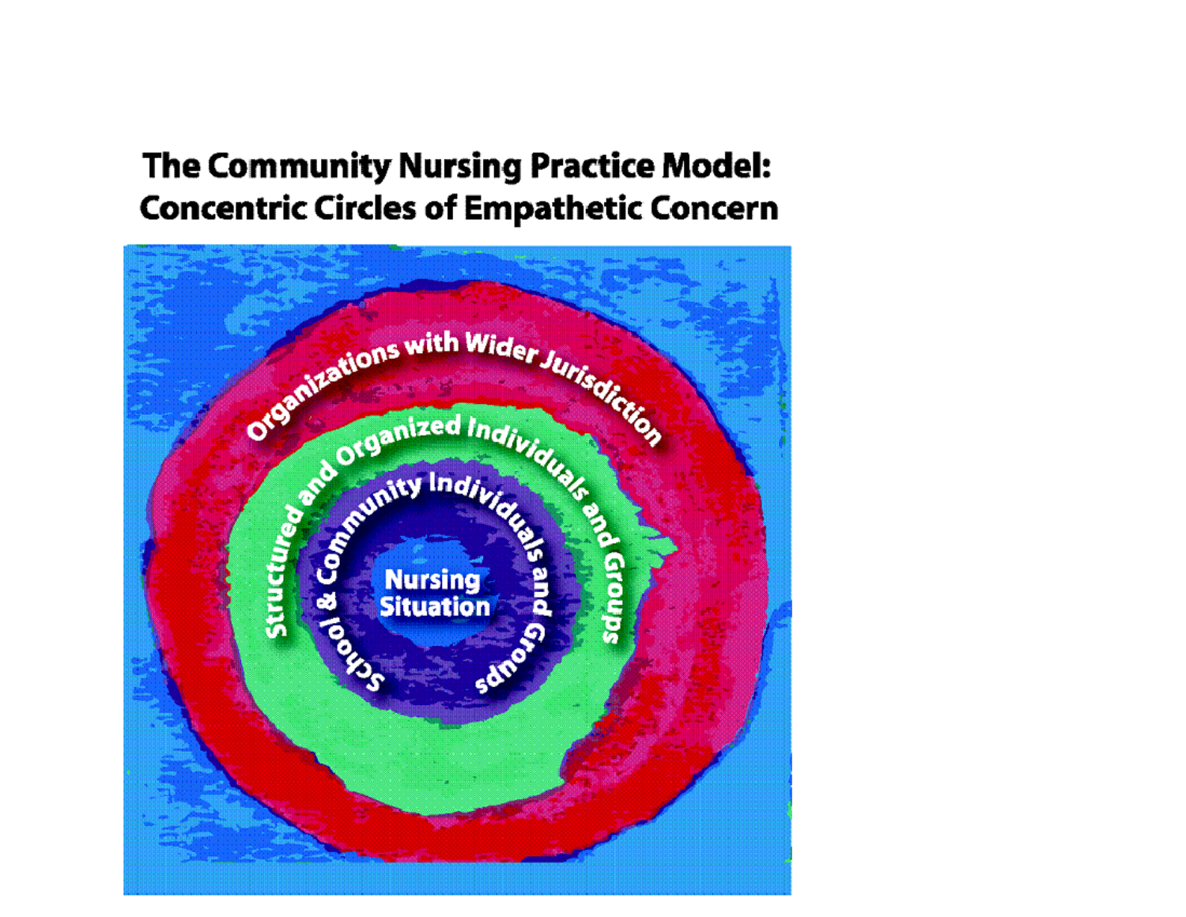# The Community Nursing Practice Model: Concentric Circles of Empathetic Concern

Organizations with Wider Jurisdiction

Structured and Organized Individuals and Groups

School & Community Individuals and Groups

Nursing Situation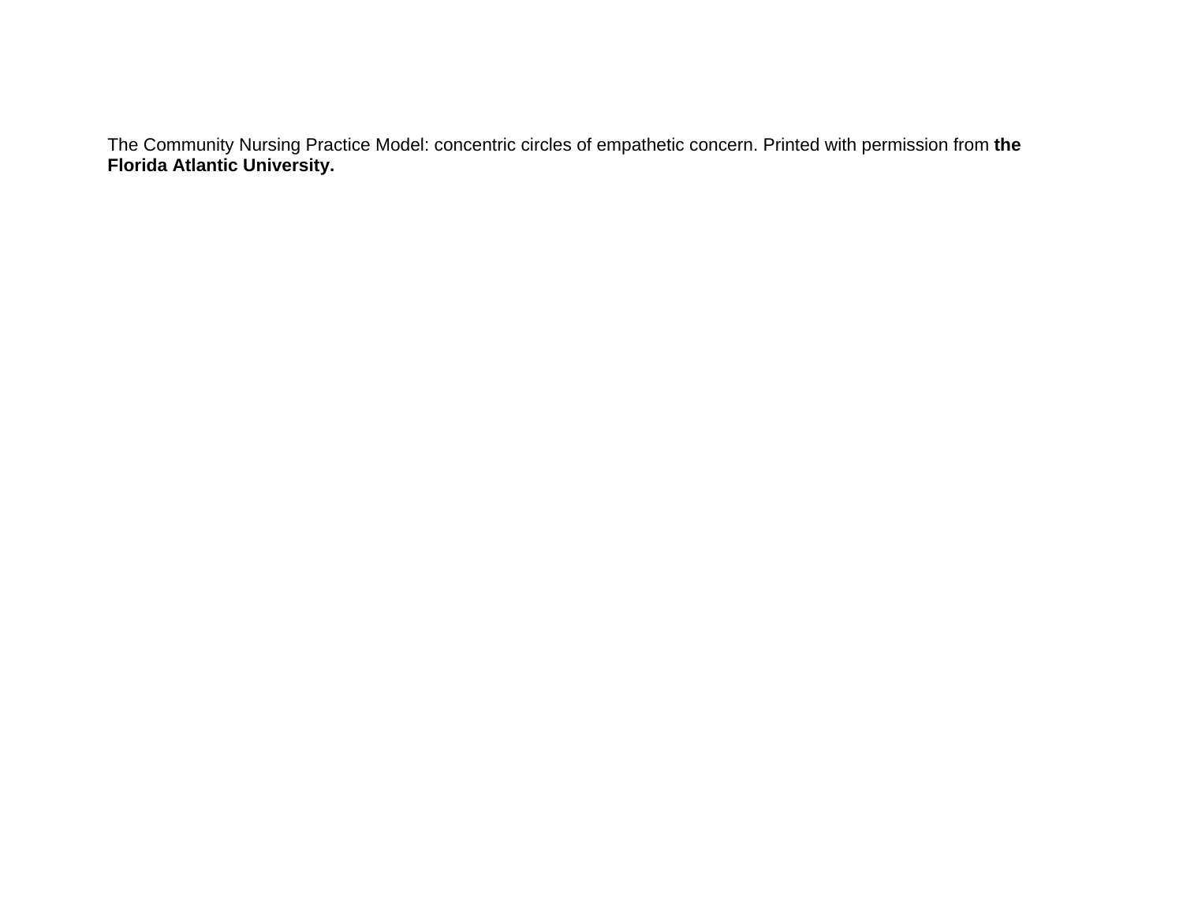The Community Nursing Practice Model: concentric circles of empathetic concern. Printed with permission from **the Florida Atlantic University.**